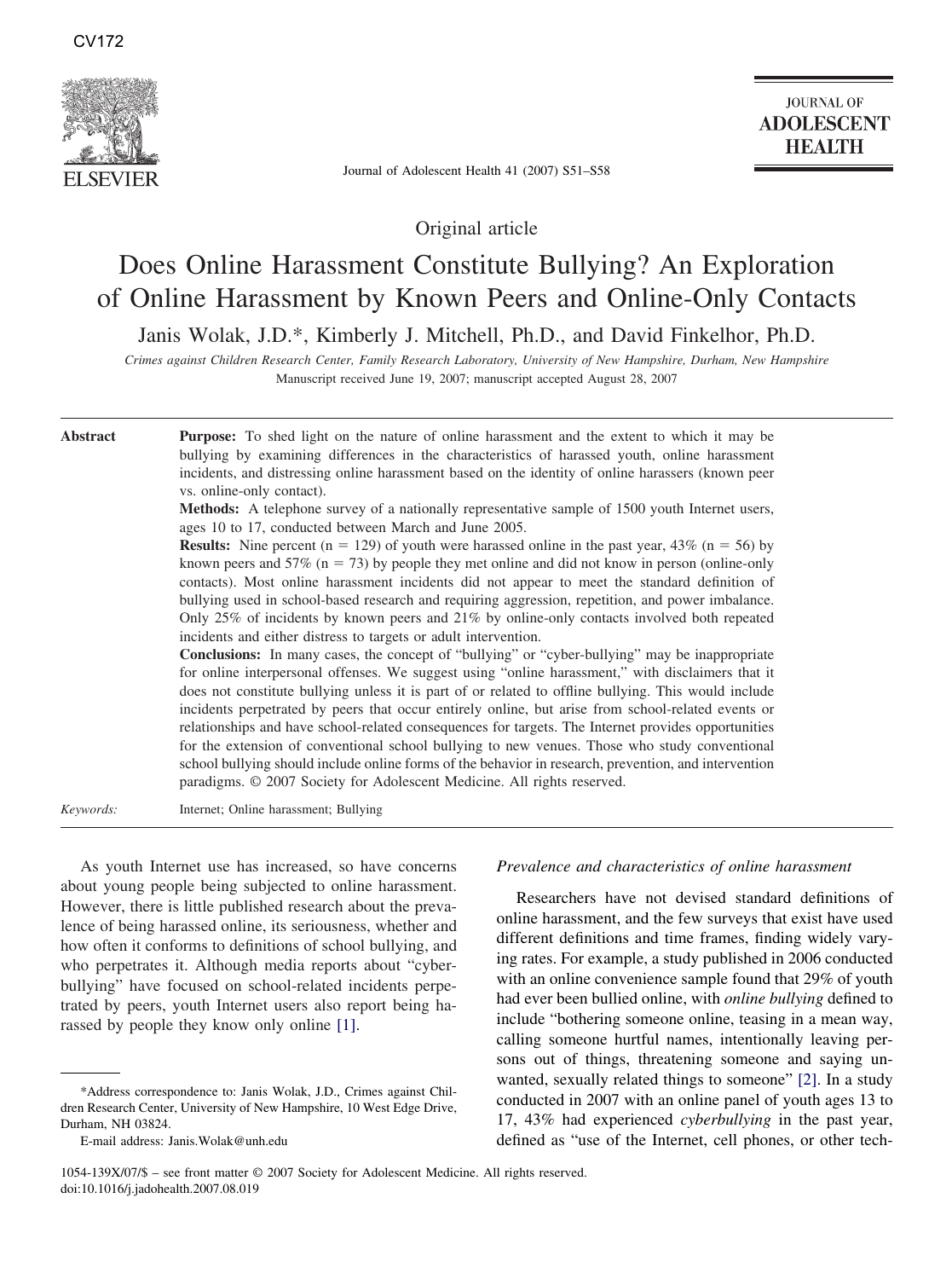Original article

# Does Online Harassment Constitute Bullying? An Exploration of Online Harassment by Known Peers and Online-Only Contacts

Janis Wolak, J.D.*, Kimberly J. Mitchell, Ph.D., and David Finkelhor, Ph.D.

*Crimes against Children Research Center, Family Research Laboratory, University of New Hampshire, Durham, New Hampshire*

Manuscript received June 19, 2007; manuscript accepted August 28, 2007

**Abstract**

**Purpose:** To shed light on the nature of online harassment and the extent to which it may be bullying by examining differences in the characteristics of harassed youth, online harassment incidents, and distressing online harassment based on the identity of online harassers (known peer vs. online-only contact).

**Methods:** A telephone survey of a nationally representative sample of 1500 youth Internet users, ages 10 to 17, conducted between March and June 2005.

**Results:** Nine percent (n = 129) of youth were harassed online in the past year, 43% (n = 56) by known peers and 57% (n = 73) by people they met online and did not know in person (online-only contacts). Most online harassment incidents did not appear to meet the standard definition of bullying used in school-based research and requiring aggression, repetition, and power imbalance. Only 25% of incidents by known peers and 21% by online-only contacts involved both repeated incidents and either distress to targets or adult intervention.

**Conclusions:** In many cases, the concept of "bullying" or "cyber-bullying" may be inappropriate for online interpersonal offenses. We suggest using "online harassment," with disclaimers that it does not constitute bullying unless it is part of or related to offline bullying. This would include incidents perpetrated by peers that occur entirely online, but arise from school-related events or relationships and have school-related consequences for targets. The Internet provides opportunities for the extension of conventional school bullying to new venues. Those who study conventional school bullying should include online forms of the behavior in research, prevention, and intervention paradigms. © 2007 Society for Adolescent Medicine. All rights reserved.

*Keywords:* Internet; Online harassment; Bullying

As youth Internet use has increased, so have concerns about young people being subjected to online harassment. However, there is little published research about the prevalence of being harassed online, its seriousness, whether and how often it conforms to definitions of school bullying, and who perpetrates it. Although media reports about "cyber-bullying" have focused on school-related incidents perpetrated by peers, youth Internet users also report being harassed by people they know only online [1].

*Address correspondence to: Janis Wolak, J.D., Crimes against Children Research Center, University of New Hampshire, 10 West Edge Drive, Durham, NH 03824.

E-mail address: Janis.Wolak@unh.edu

1054-139X/07/$ – see front matter © 2007 Society for Adolescent Medicine. All rights reserved.
doi:10.1016/j.jadohealth.2007.08.019

### *Prevalence and characteristics of online harassment*

Researchers have not devised standard definitions of online harassment, and the few surveys that exist have used different definitions and time frames, finding widely varying rates. For example, a study published in 2006 conducted with an online convenience sample found that 29% of youth had ever been bullied online, with *online bullying* defined to include "bothering someone online, teasing in a mean way, calling someone hurtful names, intentionally leaving persons out of things, threatening someone and saying unwanted, sexually related things to someone" [2]. In a study conducted in 2007 with an online panel of youth ages 13 to 17, 43% had experienced *cyberbullying* in the past year, defined as "use of the Internet, cell phones, or other tech-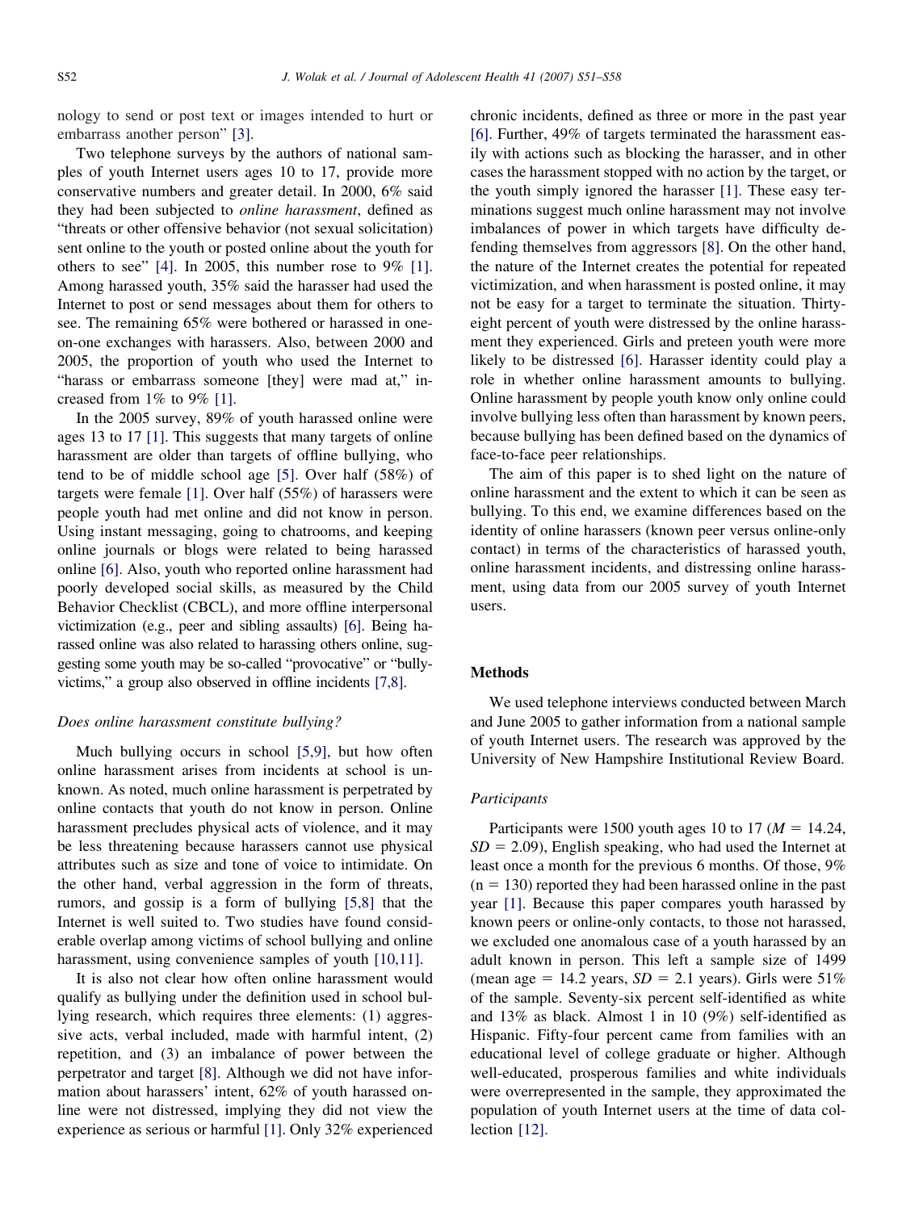nology to send or post text or images intended to hurt or embarrass another person" [3].

Two telephone surveys by the authors of national samples of youth Internet users ages 10 to 17, provide more conservative numbers and greater detail. In 2000, 6% said they had been subjected to *online harassment*, defined as "threats or other offensive behavior (not sexual solicitation) sent online to the youth or posted online about the youth for others to see" [4]. In 2005, this number rose to 9% [1]. Among harassed youth, 35% said the harasser had used the Internet to post or send messages about them for others to see. The remaining 65% were bothered or harassed in one-on-one exchanges with harassers. Also, between 2000 and 2005, the proportion of youth who used the Internet to "harass or embarrass someone [they] were mad at," increased from 1% to 9% [1].

In the 2005 survey, 89% of youth harassed online were ages 13 to 17 [1]. This suggests that many targets of online harassment are older than targets of offline bullying, who tend to be of middle school age [5]. Over half (58%) of targets were female [1]. Over half (55%) of harassers were people youth had met online and did not know in person. Using instant messaging, going to chatrooms, and keeping online journals or blogs were related to being harassed online [6]. Also, youth who reported online harassment had poorly developed social skills, as measured by the Child Behavior Checklist (CBCL), and more offline interpersonal victimization (e.g., peer and sibling assaults) [6]. Being harassed online was also related to harassing others online, suggesting some youth may be so-called "provocative" or "bully-victims," a group also observed in offline incidents [7,8].

### *Does online harassment constitute bullying?*

Much bullying occurs in school [5,9], but how often online harassment arises from incidents at school is unknown. As noted, much online harassment is perpetrated by online contacts that youth do not know in person. Online harassment precludes physical acts of violence, and it may be less threatening because harassers cannot use physical attributes such as size and tone of voice to intimidate. On the other hand, verbal aggression in the form of threats, rumors, and gossip is a form of bullying [5,8] that the Internet is well suited to. Two studies have found considerable overlap among victims of school bullying and online harassment, using convenience samples of youth [10,11].

It is also not clear how often online harassment would qualify as bullying under the definition used in school bullying research, which requires three elements: (1) aggressive acts, verbal included, made with harmful intent, (2) repetition, and (3) an imbalance of power between the perpetrator and target [8]. Although we did not have information about harassers' intent, 62% of youth harassed online were not distressed, implying they did not view the experience as serious or harmful [1]. Only 32% experienced chronic incidents, defined as three or more in the past year [6]. Further, 49% of targets terminated the harassment easily with actions such as blocking the harasser, and in other cases the harassment stopped with no action by the target, or the youth simply ignored the harasser [1]. These easy terminations suggest much online harassment may not involve imbalances of power in which targets have difficulty defending themselves from aggressors [8]. On the other hand, the nature of the Internet creates the potential for repeated victimization, and when harassment is posted online, it may not be easy for a target to terminate the situation. Thirty-eight percent of youth were distressed by the online harassment they experienced. Girls and preteen youth were more likely to be distressed [6]. Harasser identity could play a role in whether online harassment amounts to bullying. Online harassment by people youth know only online could involve bullying less often than harassment by known peers, because bullying has been defined based on the dynamics of face-to-face peer relationships.

The aim of this paper is to shed light on the nature of online harassment and the extent to which it can be seen as bullying. To this end, we examine differences based on the identity of online harassers (known peer versus online-only contact) in terms of the characteristics of harassed youth, online harassment incidents, and distressing online harassment, using data from our 2005 survey of youth Internet users.

## Methods

We used telephone interviews conducted between March and June 2005 to gather information from a national sample of youth Internet users. The research was approved by the University of New Hampshire Institutional Review Board.

### *Participants*

Participants were 1500 youth ages 10 to 17 ($M$ = 14.24, $SD$ = 2.09), English speaking, who had used the Internet at least once a month for the previous 6 months. Of those, 9% (n = 130) reported they had been harassed online in the past year [1]. Because this paper compares youth harassed by known peers or online-only contacts, to those not harassed, we excluded one anomalous case of a youth harassed by an adult known in person. This left a sample size of 1499 (mean age = 14.2 years, $SD$ = 2.1 years). Girls were 51% of the sample. Seventy-six percent self-identified as white and 13% as black. Almost 1 in 10 (9%) self-identified as Hispanic. Fifty-four percent came from families with an educational level of college graduate or higher. Although well-educated, prosperous families and white individuals were overrepresented in the sample, they approximated the population of youth Internet users at the time of data collection [12].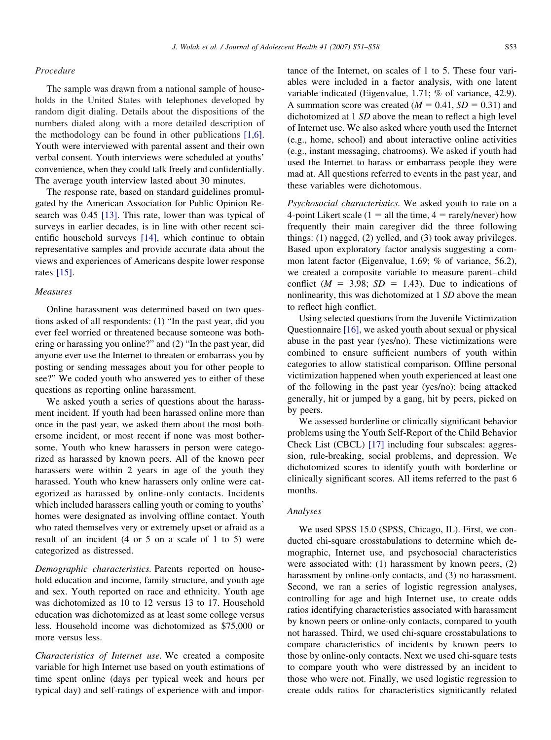### Procedure

The sample was drawn from a national sample of households in the United States with telephones developed by random digit dialing. Details about the dispositions of the numbers dialed along with a more detailed description of the methodology can be found in other publications [1,6]. Youth were interviewed with parental assent and their own verbal consent. Youth interviews were scheduled at youths' convenience, when they could talk freely and confidentially. The average youth interview lasted about 30 minutes.

The response rate, based on standard guidelines promulgated by the American Association for Public Opinion Research was 0.45 [13]. This rate, lower than was typical of surveys in earlier decades, is in line with other recent scientific household surveys [14], which continue to obtain representative samples and provide accurate data about the views and experiences of Americans despite lower response rates [15].

### Measures

Online harassment was determined based on two questions asked of all respondents: (1) "In the past year, did you ever feel worried or threatened because someone was bothering or harassing you online?" and (2) "In the past year, did anyone ever use the Internet to threaten or embarrass you by posting or sending messages about you for other people to see?" We coded youth who answered yes to either of these questions as reporting online harassment.

We asked youth a series of questions about the harassment incident. If youth had been harassed online more than once in the past year, we asked them about the most bothersome incident, or most recent if none was most bothersome. Youth who knew harassers in person were categorized as harassed by known peers. All of the known peer harassers were within 2 years in age of the youth they harassed. Youth who knew harassers only online were categorized as harassed by online-only contacts. Incidents which included harassers calling youth or coming to youths' homes were designated as involving offline contact. Youth who rated themselves very or extremely upset or afraid as a result of an incident (4 or 5 on a scale of 1 to 5) were categorized as distressed.

*Demographic characteristics.* Parents reported on household education and income, family structure, and youth age and sex. Youth reported on race and ethnicity. Youth age was dichotomized as 10 to 12 versus 13 to 17. Household education was dichotomized as at least some college versus less. Household income was dichotomized as $75,000 or more versus less.

*Characteristics of Internet use.* We created a composite variable for high Internet use based on youth estimations of time spent online (days per typical week and hours per typical day) and self-ratings of experience with and importance of the Internet, on scales of 1 to 5. These four variables were included in a factor analysis, with one latent variable indicated (Eigenvalue, 1.71; % of variance, 42.9). A summation score was created ($M = 0.41$, $SD = 0.31$) and dichotomized at 1 *SD* above the mean to reflect a high level of Internet use. We also asked where youth used the Internet (e.g., home, school) and about interactive online activities (e.g., instant messaging, chatrooms). We asked if youth had used the Internet to harass or embarrass people they were mad at. All questions referred to events in the past year, and these variables were dichotomous.

*Psychosocial characteristics.* We asked youth to rate on a 4-point Likert scale (1 = all the time, 4 = rarely/never) how frequently their main caregiver did the three following things: (1) nagged, (2) yelled, and (3) took away privileges. Based upon exploratory factor analysis suggesting a common latent factor (Eigenvalue, 1.69; % of variance, 56.2), we created a composite variable to measure parent–child conflict ($M = 3.98$; $SD = 1.43$). Due to indications of nonlinearity, this was dichotomized at 1 *SD* above the mean to reflect high conflict.

Using selected questions from the Juvenile Victimization Questionnaire [16], we asked youth about sexual or physical abuse in the past year (yes/no). These victimizations were combined to ensure sufficient numbers of youth within categories to allow statistical comparison. Offline personal victimization happened when youth experienced at least one of the following in the past year (yes/no): being attacked generally, hit or jumped by a gang, hit by peers, picked on by peers.

We assessed borderline or clinically significant behavior problems using the Youth Self-Report of the Child Behavior Check List (CBCL) [17] including four subscales: aggression, rule-breaking, social problems, and depression. We dichotomized scores to identify youth with borderline or clinically significant scores. All items referred to the past 6 months.

### Analyses

We used SPSS 15.0 (SPSS, Chicago, IL). First, we conducted chi-square crosstabulations to determine which demographic, Internet use, and psychosocial characteristics were associated with: (1) harassment by known peers, (2) harassment by online-only contacts, and (3) no harassment. Second, we ran a series of logistic regression analyses, controlling for age and high Internet use, to create odds ratios identifying characteristics associated with harassment by known peers or online-only contacts, compared to youth not harassed. Third, we used chi-square crosstabulations to compare characteristics of incidents by known peers to those by online-only contacts. Next we used chi-square tests to compare youth who were distressed by an incident to those who were not. Finally, we used logistic regression to create odds ratios for characteristics significantly related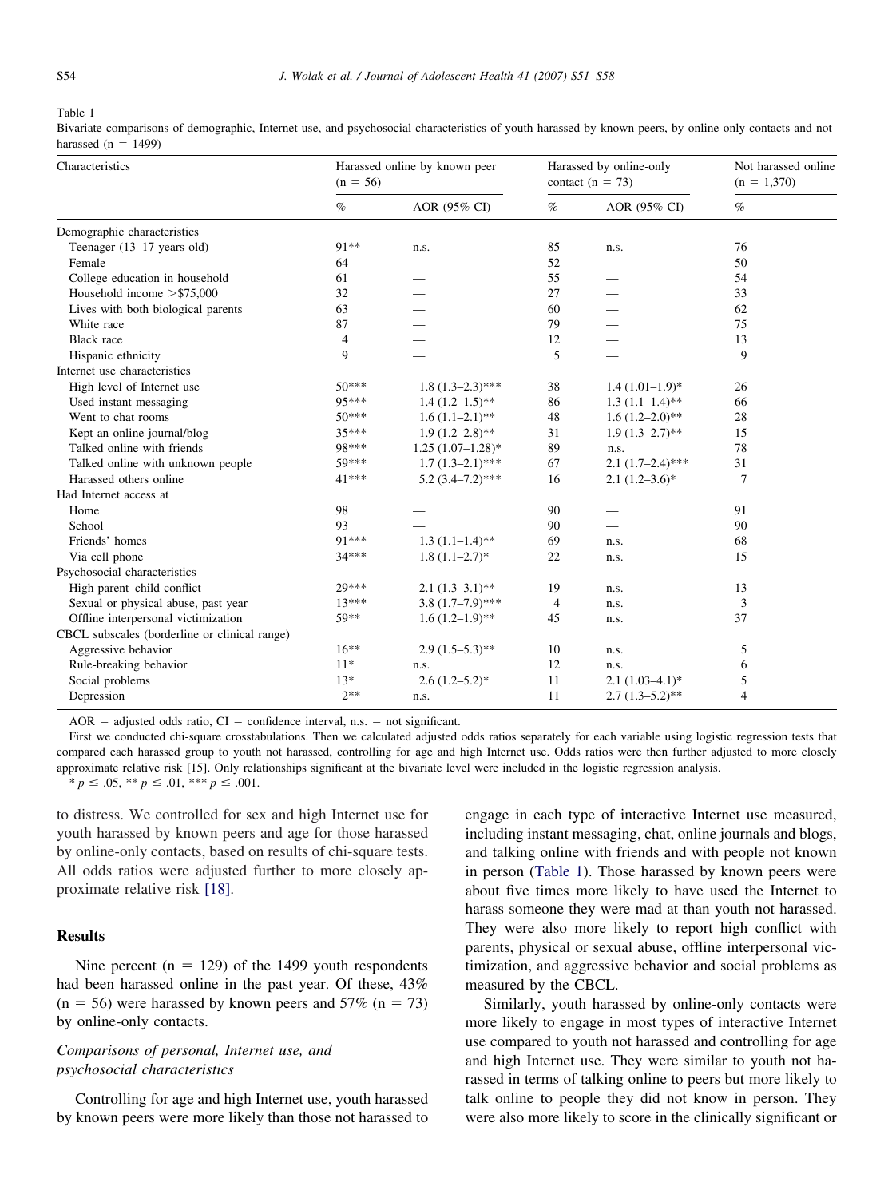Table 1

Bivariate comparisons of demographic, Internet use, and psychosocial characteristics of youth harassed by known peers, by online-only contacts and not harassed (n = 1499)

| Characteristics | Harassed online by known peer (n = 56) | | Harassed by online-only contact (n = 73) | | Not harassed online (n = 1,370) |
|---|---|---|---|---|---|
| | % | AOR (95% CI) | % | AOR (95% CI) | % |
| Demographic characteristics | | | | | |
| Teenager (13–17 years old) | 91** | n.s. | 85 | n.s. | 76 |
| Female | 64 | — | 52 | — | 50 |
| College education in household | 61 | — | 55 | — | 54 |
| Household income >$75,000 | 32 | — | 27 | — | 33 |
| Lives with both biological parents | 63 | — | 60 | — | 62 |
| White race | 87 | — | 79 | — | 75 |
| Black race | 4 | — | 12 | — | 13 |
| Hispanic ethnicity | 9 | — | 5 | — | 9 |
| Internet use characteristics | | | | | |
| High level of Internet use | 50*** | 1.8 (1.3–2.3)*** | 38 | 1.4 (1.01–1.9)* | 26 |
| Used instant messaging | 95*** | 1.4 (1.2–1.5)** | 86 | 1.3 (1.1–1.4)** | 66 |
| Went to chat rooms | 50*** | 1.6 (1.1–2.1)** | 48 | 1.6 (1.2–2.0)** | 28 |
| Kept an online journal/blog | 35*** | 1.9 (1.2–2.8)** | 31 | 1.9 (1.3–2.7)** | 15 |
| Talked online with friends | 98*** | 1.25 (1.07–1.28)* | 89 | n.s. | 78 |
| Talked online with unknown people | 59*** | 1.7 (1.3–2.1)*** | 67 | 2.1 (1.7–2.4)*** | 31 |
| Harassed others online | 41*** | 5.2 (3.4–7.2)*** | 16 | 2.1 (1.2–3.6)* | 7 |
| Had Internet access at | | | | | |
| Home | 98 | — | 90 | — | 91 |
| School | 93 | — | 90 | — | 90 |
| Friends' homes | 91*** | 1.3 (1.1–1.4)** | 69 | n.s. | 68 |
| Via cell phone | 34*** | 1.8 (1.1–2.7)* | 22 | n.s. | 15 |
| Psychosocial characteristics | | | | | |
| High parent–child conflict | 29*** | 2.1 (1.3–3.1)** | 19 | n.s. | 13 |
| Sexual or physical abuse, past year | 13*** | 3.8 (1.7–7.9)*** | 4 | n.s. | 3 |
| Offline interpersonal victimization | 59** | 1.6 (1.2–1.9)** | 45 | n.s. | 37 |
| CBCL subscales (borderline or clinical range) | | | | | |
| Aggressive behavior | 16** | 2.9 (1.5–5.3)** | 10 | n.s. | 5 |
| Rule-breaking behavior | 11* | n.s. | 12 | n.s. | 6 |
| Social problems | 13* | 2.6 (1.2–5.2)* | 11 | 2.1 (1.03–4.1)* | 5 |
| Depression | 2** | n.s. | 11 | 2.7 (1.3–5.2)** | 4 |

AOR = adjusted odds ratio, CI = confidence interval, n.s. = not significant.

First we conducted chi-square crosstabulations. Then we calculated adjusted odds ratios separately for each variable using logistic regression tests that compared each harassed group to youth not harassed, controlling for age and high Internet use. Odds ratios were then further adjusted to more closely approximate relative risk [15]. Only relationships significant at the bivariate level were included in the logistic regression analysis.

* $p \leq .05$, ** $p \leq .01$, *** $p \leq .001$.

to distress. We controlled for sex and high Internet use for youth harassed by known peers and age for those harassed by online-only contacts, based on results of chi-square tests. All odds ratios were adjusted further to more closely approximate relative risk [18].

## Results

Nine percent (n = 129) of the 1499 youth respondents had been harassed online in the past year. Of these, 43% (n = 56) were harassed by known peers and 57% (n = 73) by online-only contacts.

### *Comparisons of personal, Internet use, and psychosocial characteristics*

Controlling for age and high Internet use, youth harassed by known peers were more likely than those not harassed to engage in each type of interactive Internet use measured, including instant messaging, chat, online journals and blogs, and talking online with friends and with people not known in person (Table 1). Those harassed by known peers were about five times more likely to have used the Internet to harass someone they were mad at than youth not harassed. They were also more likely to report high conflict with parents, physical or sexual abuse, offline interpersonal victimization, and aggressive behavior and social problems as measured by the CBCL.

Similarly, youth harassed by online-only contacts were more likely to engage in most types of interactive Internet use compared to youth not harassed and controlling for age and high Internet use. They were similar to youth not harassed in terms of talking online to peers but more likely to talk online to people they did not know in person. They were also more likely to score in the clinically significant or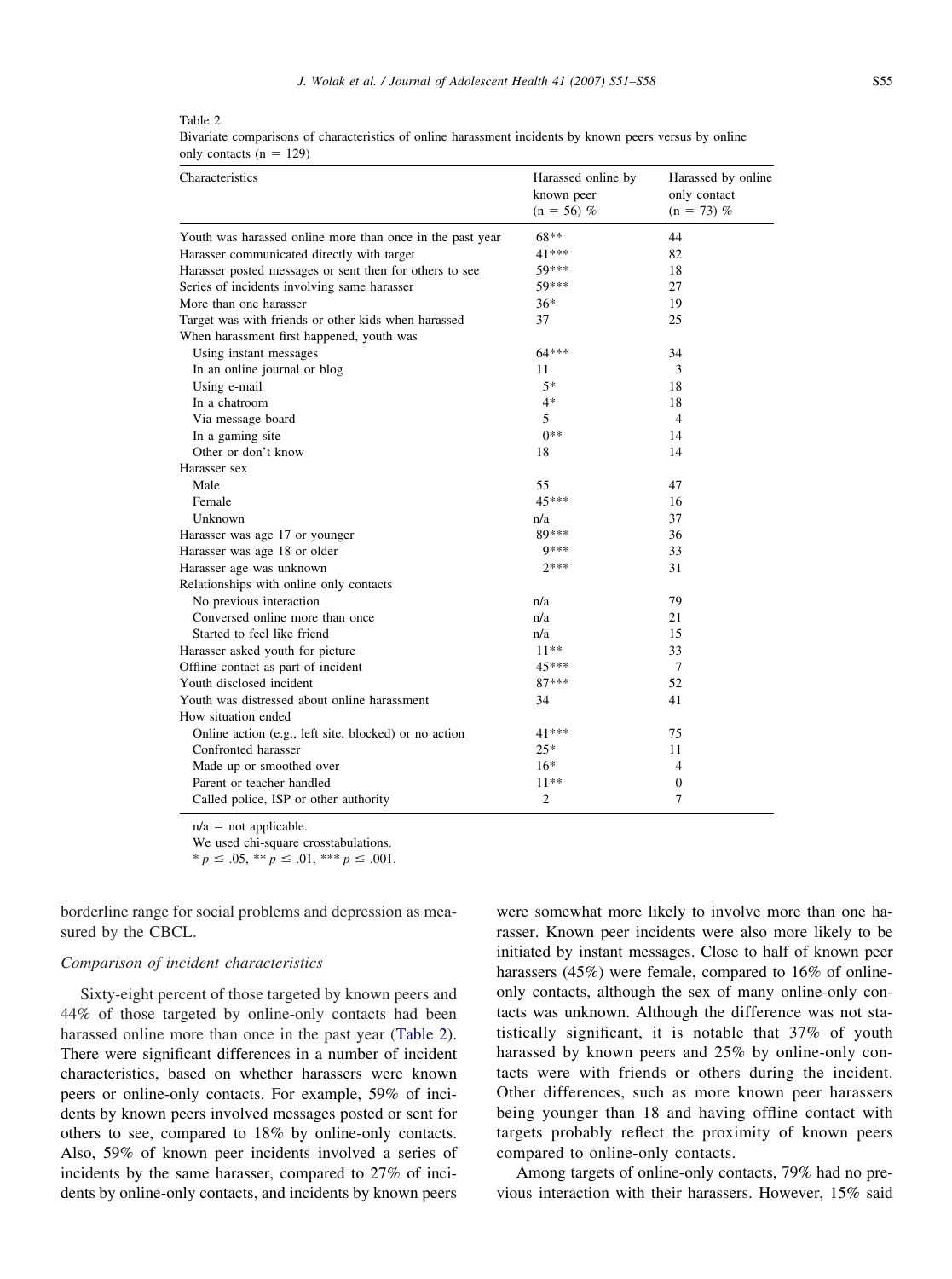Table 2

Bivariate comparisons of characteristics of online harassment incidents by known peers versus by online only contacts (n = 129)

| Characteristics | Harassed online by known peer (n = 56) % | Harassed by online only contact (n = 73) % |
|---|---|---|
| Youth was harassed online more than once in the past year | 68** | 44 |
| Harasser communicated directly with target | 41*** | 82 |
| Harasser posted messages or sent then for others to see | 59*** | 18 |
| Series of incidents involving same harasser | 59*** | 27 |
| More than one harasser | 36* | 19 |
| Target was with friends or other kids when harassed | 37 | 25 |
| When harassment first happened, youth was | | |
| Using instant messages | 64*** | 34 |
| In an online journal or blog | 11 | 3 |
| Using e-mail | 5* | 18 |
| In a chatroom | 4* | 18 |
| Via message board | 5 | 4 |
| In a gaming site | 0** | 14 |
| Other or don't know | 18 | 14 |
| Harasser sex | | |
| Male | 55 | 47 |
| Female | 45*** | 16 |
| Unknown | n/a | 37 |
| Harasser was age 17 or younger | 89*** | 36 |
| Harasser was age 18 or older | 9*** | 33 |
| Harasser age was unknown | 2*** | 31 |
| Relationships with online only contacts | | |
| No previous interaction | n/a | 79 |
| Conversed online more than once | n/a | 21 |
| Started to feel like friend | n/a | 15 |
| Harasser asked youth for picture | 11** | 33 |
| Offline contact as part of incident | 45*** | 7 |
| Youth disclosed incident | 87*** | 52 |
| Youth was distressed about online harassment | 34 | 41 |
| How situation ended | | |
| Online action (e.g., left site, blocked) or no action | 41*** | 75 |
| Confronted harasser | 25* | 11 |
| Made up or smoothed over | 16* | 4 |
| Parent or teacher handled | 11** | 0 |
| Called police, ISP or other authority | 2 | 7 |

n/a = not applicable.

We used chi-square crosstabulations.

* $p \leq .05$, ** $p \leq .01$, *** $p \leq .001$.

borderline range for social problems and depression as measured by the CBCL.

### *Comparison of incident characteristics*

Sixty-eight percent of those targeted by known peers and 44% of those targeted by online-only contacts had been harassed online more than once in the past year (Table 2). There were significant differences in a number of incident characteristics, based on whether harassers were known peers or online-only contacts. For example, 59% of incidents by known peers involved messages posted or sent for others to see, compared to 18% by online-only contacts. Also, 59% of known peer incidents involved a series of incidents by the same harasser, compared to 27% of incidents by online-only contacts, and incidents by known peers were somewhat more likely to involve more than one harasser. Known peer incidents were also more likely to be initiated by instant messages. Close to half of known peer harassers (45%) were female, compared to 16% of online-only contacts, although the sex of many online-only contacts was unknown. Although the difference was not statistically significant, it is notable that 37% of youth harassed by known peers and 25% by online-only contacts were with friends or others during the incident. Other differences, such as more known peer harassers being younger than 18 and having offline contact with targets probably reflect the proximity of known peers compared to online-only contacts.

Among targets of online-only contacts, 79% had no previous interaction with their harassers. However, 15% said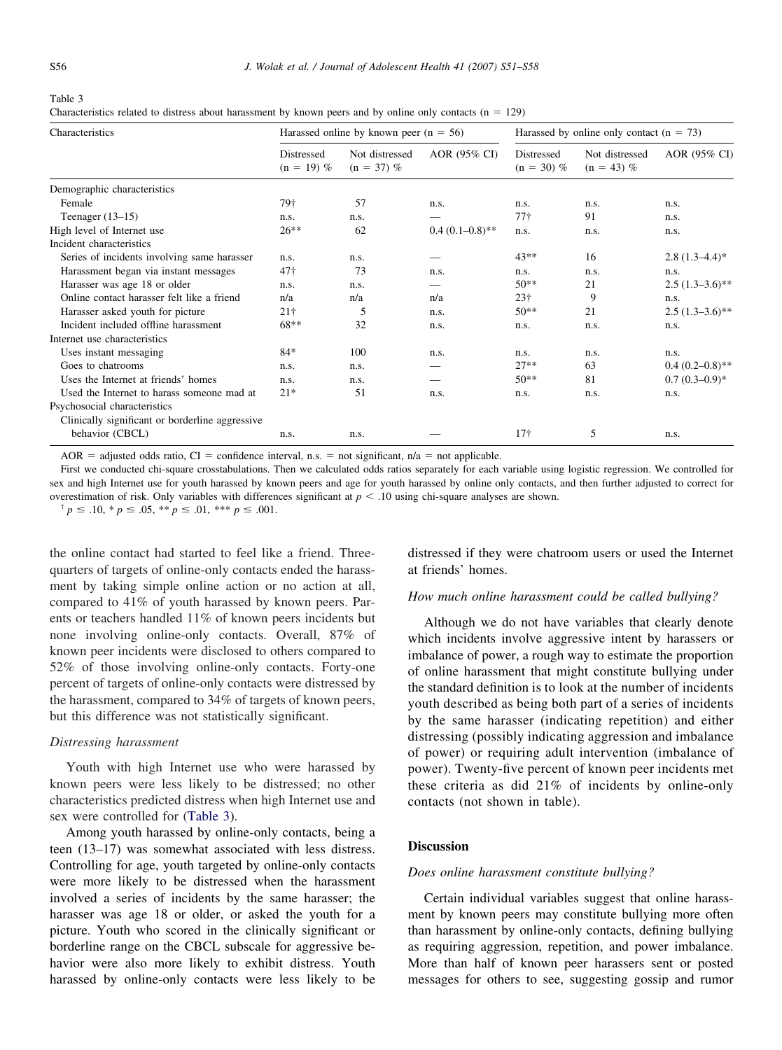Table 3

Characteristics related to distress about harassment by known peers and by online only contacts (n = 129)

| Characteristics | Harassed online by known peer (n = 56) | | | Harassed by online only contact (n = 73) | | |
|---|---|---|---|---|---|---|
| | Distressed (n = 19) % | Not distressed (n = 37) % | AOR (95% CI) | Distressed (n = 30) % | Not distressed (n = 43) % | AOR (95% CI) |
| Demographic characteristics | | | | | | |
| Female | 79† | 57 | n.s. | n.s. | n.s. | n.s. |
| Teenager (13–15) | n.s. | n.s. | — | 77† | 91 | n.s. |
| High level of Internet use | 26** | 62 | 0.4 (0.1–0.8)** | n.s. | n.s. | n.s. |
| Incident characteristics | | | | | | |
| Series of incidents involving same harasser | n.s. | n.s. | — | 43** | 16 | 2.8 (1.3–4.4)* |
| Harassment began via instant messages | 47† | 73 | n.s. | n.s. | n.s. | n.s. |
| Harasser was age 18 or older | n.s. | n.s. | — | 50** | 21 | 2.5 (1.3–3.6)** |
| Online contact harasser felt like a friend | n/a | n/a | n/a | 23† | 9 | n.s. |
| Harasser asked youth for picture | 21† | 5 | n.s. | 50** | 21 | 2.5 (1.3–3.6)** |
| Incident included offline harassment | 68** | 32 | n.s. | n.s. | n.s. | n.s. |
| Internet use characteristics | | | | | | |
| Uses instant messaging | 84* | 100 | n.s. | n.s. | n.s. | n.s. |
| Goes to chatrooms | n.s. | n.s. | — | 27** | 63 | 0.4 (0.2–0.8)** |
| Uses the Internet at friends' homes | n.s. | n.s. | — | 50** | 81 | 0.7 (0.3–0.9)* |
| Used the Internet to harass someone mad at | 21* | 51 | n.s. | n.s. | n.s. | n.s. |
| Psychosocial characteristics | | | | | | |
| Clinically significant or borderline aggressive behavior (CBCL) | n.s. | n.s. | — | 17† | 5 | n.s. |

AOR = adjusted odds ratio, CI = confidence interval, n.s. = not significant, n/a = not applicable.

First we conducted chi-square crosstabulations. Then we calculated odds ratios separately for each variable using logistic regression. We controlled for sex and high Internet use for youth harassed by known peers and age for youth harassed by online only contacts, and then further adjusted to correct for overestimation of risk. Only variables with differences significant at $p < .10$ using chi-square analyses are shown.

† $p \leq .10$, * $p \leq .05$, ** $p \leq .01$, *** $p \leq .001$.

the online contact had started to feel like a friend. Three-quarters of targets of online-only contacts ended the harassment by taking simple online action or no action at all, compared to 41% of youth harassed by known peers. Parents or teachers handled 11% of known peers incidents but none involving online-only contacts. Overall, 87% of known peer incidents were disclosed to others compared to 52% of those involving online-only contacts. Forty-one percent of targets of online-only contacts were distressed by the harassment, compared to 34% of targets of known peers, but this difference was not statistically significant.

### *Distressing harassment*

Youth with high Internet use who were harassed by known peers were less likely to be distressed; no other characteristics predicted distress when high Internet use and sex were controlled for (Table 3).

Among youth harassed by online-only contacts, being a teen (13–17) was somewhat associated with less distress. Controlling for age, youth targeted by online-only contacts were more likely to be distressed when the harassment involved a series of incidents by the same harasser; the harasser was age 18 or older, or asked the youth for a picture. Youth who scored in the clinically significant or borderline range on the CBCL subscale for aggressive behavior were also more likely to exhibit distress. Youth harassed by online-only contacts were less likely to be distressed if they were chatroom users or used the Internet at friends' homes.

### *How much online harassment could be called bullying?*

Although we do not have variables that clearly denote which incidents involve aggressive intent by harassers or imbalance of power, a rough way to estimate the proportion of online harassment that might constitute bullying under the standard definition is to look at the number of incidents youth described as being both part of a series of incidents by the same harasser (indicating repetition) and either distressing (possibly indicating aggression and imbalance of power) or requiring adult intervention (imbalance of power). Twenty-five percent of known peer incidents met these criteria as did 21% of incidents by online-only contacts (not shown in table).

## **Discussion**

### *Does online harassment constitute bullying?*

Certain individual variables suggest that online harassment by known peers may constitute bullying more often than harassment by online-only contacts, defining bullying as requiring aggression, repetition, and power imbalance. More than half of known peer harassers sent or posted messages for others to see, suggesting gossip and rumor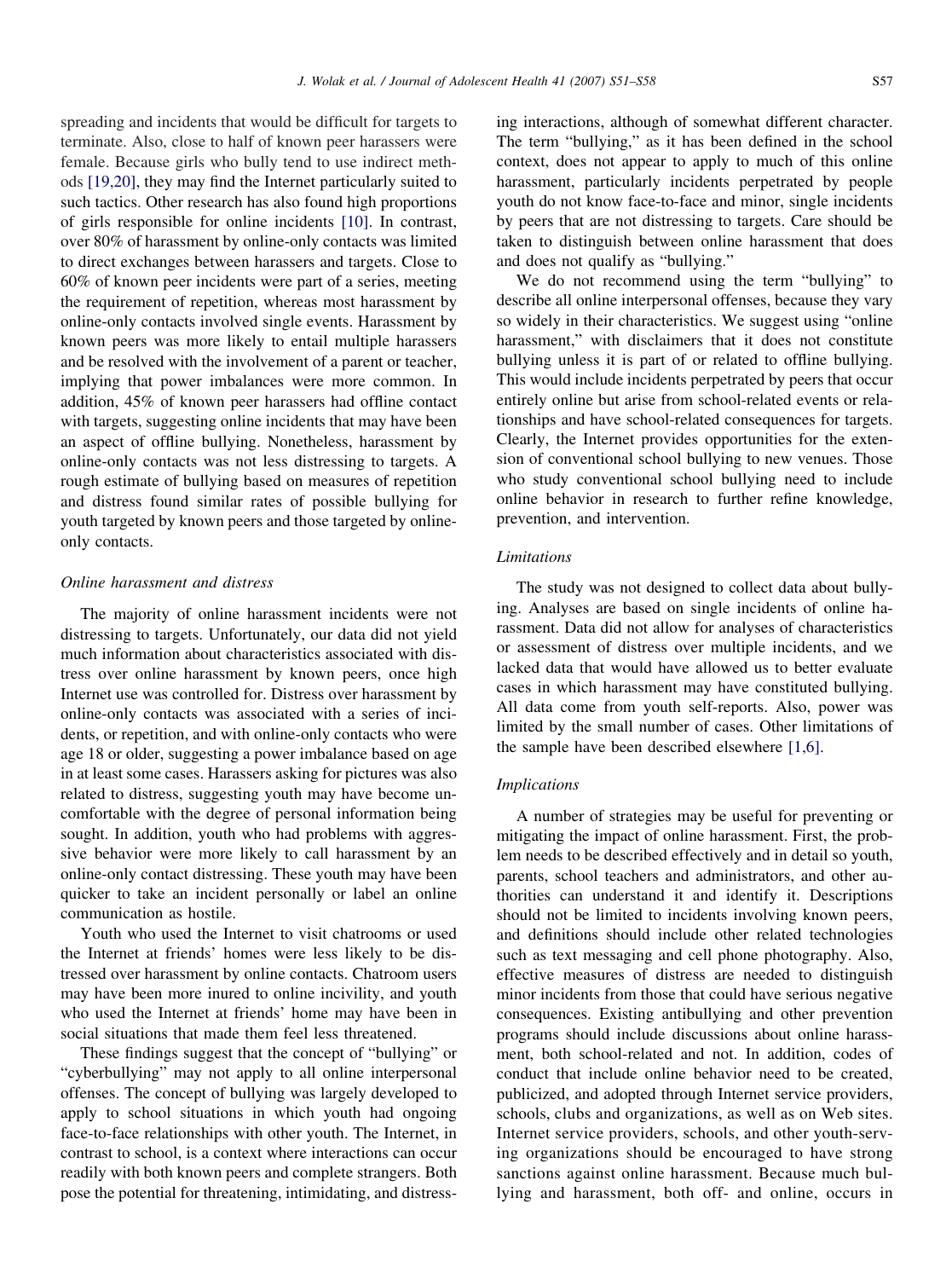spreading and incidents that would be difficult for targets to terminate. Also, close to half of known peer harassers were female. Because girls who bully tend to use indirect methods [19,20], they may find the Internet particularly suited to such tactics. Other research has also found high proportions of girls responsible for online incidents [10]. In contrast, over 80% of harassment by online-only contacts was limited to direct exchanges between harassers and targets. Close to 60% of known peer incidents were part of a series, meeting the requirement of repetition, whereas most harassment by online-only contacts involved single events. Harassment by known peers was more likely to entail multiple harassers and be resolved with the involvement of a parent or teacher, implying that power imbalances were more common. In addition, 45% of known peer harassers had offline contact with targets, suggesting online incidents that may have been an aspect of offline bullying. Nonetheless, harassment by online-only contacts was not less distressing to targets. A rough estimate of bullying based on measures of repetition and distress found similar rates of possible bullying for youth targeted by known peers and those targeted by online-only contacts.

### *Online harassment and distress*

The majority of online harassment incidents were not distressing to targets. Unfortunately, our data did not yield much information about characteristics associated with distress over online harassment by known peers, once high Internet use was controlled for. Distress over harassment by online-only contacts was associated with a series of incidents, or repetition, and with online-only contacts who were age 18 or older, suggesting a power imbalance based on age in at least some cases. Harassers asking for pictures was also related to distress, suggesting youth may have become uncomfortable with the degree of personal information being sought. In addition, youth who had problems with aggressive behavior were more likely to call harassment by an online-only contact distressing. These youth may have been quicker to take an incident personally or label an online communication as hostile.

Youth who used the Internet to visit chatrooms or used the Internet at friends' homes were less likely to be distressed over harassment by online contacts. Chatroom users may have been more inured to online incivility, and youth who used the Internet at friends' home may have been in social situations that made them feel less threatened.

These findings suggest that the concept of "bullying" or "cyberbullying" may not apply to all online interpersonal offenses. The concept of bullying was largely developed to apply to school situations in which youth had ongoing face-to-face relationships with other youth. The Internet, in contrast to school, is a context where interactions can occur readily with both known peers and complete strangers. Both pose the potential for threatening, intimidating, and distressing interactions, although of somewhat different character. The term "bullying," as it has been defined in the school context, does not appear to apply to much of this online harassment, particularly incidents perpetrated by people youth do not know face-to-face and minor, single incidents by peers that are not distressing to targets. Care should be taken to distinguish between online harassment that does and does not qualify as "bullying."

We do not recommend using the term "bullying" to describe all online interpersonal offenses, because they vary so widely in their characteristics. We suggest using "online harassment," with disclaimers that it does not constitute bullying unless it is part of or related to offline bullying. This would include incidents perpetrated by peers that occur entirely online but arise from school-related events or relationships and have school-related consequences for targets. Clearly, the Internet provides opportunities for the extension of conventional school bullying to new venues. Those who study conventional school bullying need to include online behavior in research to further refine knowledge, prevention, and intervention.

### *Limitations*

The study was not designed to collect data about bullying. Analyses are based on single incidents of online harassment. Data did not allow for analyses of characteristics or assessment of distress over multiple incidents, and we lacked data that would have allowed us to better evaluate cases in which harassment may have constituted bullying. All data come from youth self-reports. Also, power was limited by the small number of cases. Other limitations of the sample have been described elsewhere [1,6].

### *Implications*

A number of strategies may be useful for preventing or mitigating the impact of online harassment. First, the problem needs to be described effectively and in detail so youth, parents, school teachers and administrators, and other authorities can understand it and identify it. Descriptions should not be limited to incidents involving known peers, and definitions should include other related technologies such as text messaging and cell phone photography. Also, effective measures of distress are needed to distinguish minor incidents from those that could have serious negative consequences. Existing antibullying and other prevention programs should include discussions about online harassment, both school-related and not. In addition, codes of conduct that include online behavior need to be created, publicized, and adopted through Internet service providers, schools, clubs and organizations, as well as on Web sites. Internet service providers, schools, and other youth-serving organizations should be encouraged to have strong sanctions against online harassment. Because much bullying and harassment, both off- and online, occurs in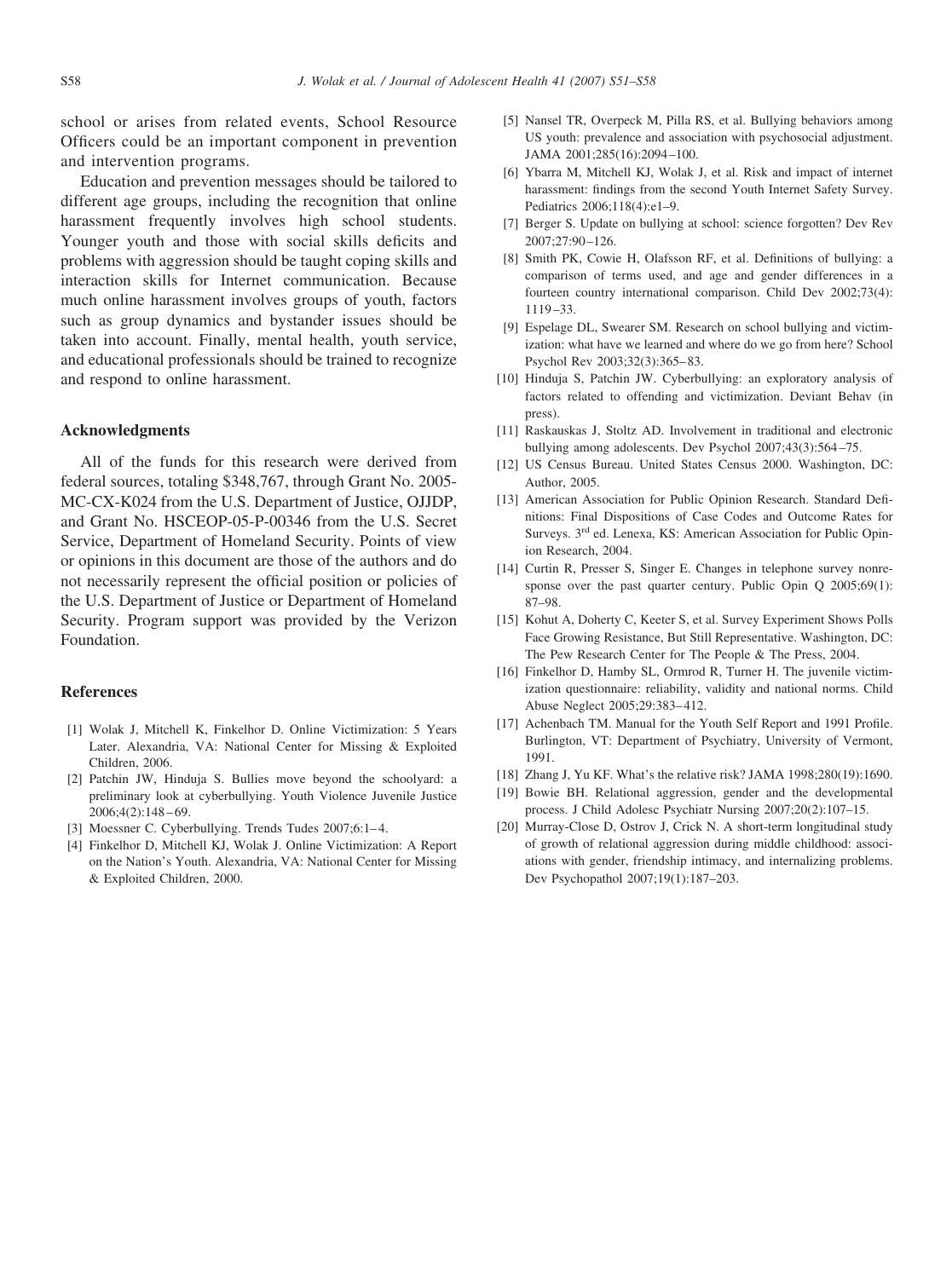school or arises from related events, School Resource Officers could be an important component in prevention and intervention programs.

Education and prevention messages should be tailored to different age groups, including the recognition that online harassment frequently involves high school students. Younger youth and those with social skills deficits and problems with aggression should be taught coping skills and interaction skills for Internet communication. Because much online harassment involves groups of youth, factors such as group dynamics and bystander issues should be taken into account. Finally, mental health, youth service, and educational professionals should be trained to recognize and respond to online harassment.

## Acknowledgments

All of the funds for this research were derived from federal sources, totaling $348,767, through Grant No. 2005-MC-CX-K024 from the U.S. Department of Justice, OJJDP, and Grant No. HSCEOP-05-P-00346 from the U.S. Secret Service, Department of Homeland Security. Points of view or opinions in this document are those of the authors and do not necessarily represent the official position or policies of the U.S. Department of Justice or Department of Homeland Security. Program support was provided by the Verizon Foundation.

## References

[1] Wolak J, Mitchell K, Finkelhor D. Online Victimization: 5 Years Later. Alexandria, VA: National Center for Missing & Exploited Children, 2006.

[2] Patchin JW, Hinduja S. Bullies move beyond the schoolyard: a preliminary look at cyberbullying. Youth Violence Juvenile Justice 2006;4(2):148–69.

[3] Moessner C. Cyberbullying. Trends Tudes 2007;6:1–4.

[4] Finkelhor D, Mitchell KJ, Wolak J. Online Victimization: A Report on the Nation's Youth. Alexandria, VA: National Center for Missing & Exploited Children, 2000.

[5] Nansel TR, Overpeck M, Pilla RS, et al. Bullying behaviors among US youth: prevalence and association with psychosocial adjustment. JAMA 2001;285(16):2094–100.

[6] Ybarra M, Mitchell KJ, Wolak J, et al. Risk and impact of internet harassment: findings from the second Youth Internet Safety Survey. Pediatrics 2006;118(4):e1–9.

[7] Berger S. Update on bullying at school: science forgotten? Dev Rev 2007;27:90–126.

[8] Smith PK, Cowie H, Olafsson RF, et al. Definitions of bullying: a comparison of terms used, and age and gender differences in a fourteen country international comparison. Child Dev 2002;73(4): 1119–33.

[9] Espelage DL, Swearer SM. Research on school bullying and victimization: what have we learned and where do we go from here? School Psychol Rev 2003;32(3):365–83.

[10] Hinduja S, Patchin JW. Cyberbullying: an exploratory analysis of factors related to offending and victimization. Deviant Behav (in press).

[11] Raskauskas J, Stoltz AD. Involvement in traditional and electronic bullying among adolescents. Dev Psychol 2007;43(3):564–75.

[12] US Census Bureau. United States Census 2000. Washington, DC: Author, 2005.

[13] American Association for Public Opinion Research. Standard Definitions: Final Dispositions of Case Codes and Outcome Rates for Surveys. 3rd ed. Lenexa, KS: American Association for Public Opinion Research, 2004.

[14] Curtin R, Presser S, Singer E. Changes in telephone survey nonresponse over the past quarter century. Public Opin Q 2005;69(1): 87–98.

[15] Kohut A, Doherty C, Keeter S, et al. Survey Experiment Shows Polls Face Growing Resistance, But Still Representative. Washington, DC: The Pew Research Center for The People & The Press, 2004.

[16] Finkelhor D, Hamby SL, Ormrod R, Turner H. The juvenile victimization questionnaire: reliability, validity and national norms. Child Abuse Neglect 2005;29:383–412.

[17] Achenbach TM. Manual for the Youth Self Report and 1991 Profile. Burlington, VT: Department of Psychiatry, University of Vermont, 1991.

[18] Zhang J, Yu KF. What's the relative risk? JAMA 1998;280(19):1690.

[19] Bowie BH. Relational aggression, gender and the developmental process. J Child Adolesc Psychiatr Nursing 2007;20(2):107–15.

[20] Murray-Close D, Ostrov J, Crick N. A short-term longitudinal study of growth of relational aggression during middle childhood: associations with gender, friendship intimacy, and internalizing problems. Dev Psychopathol 2007;19(1):187–203.